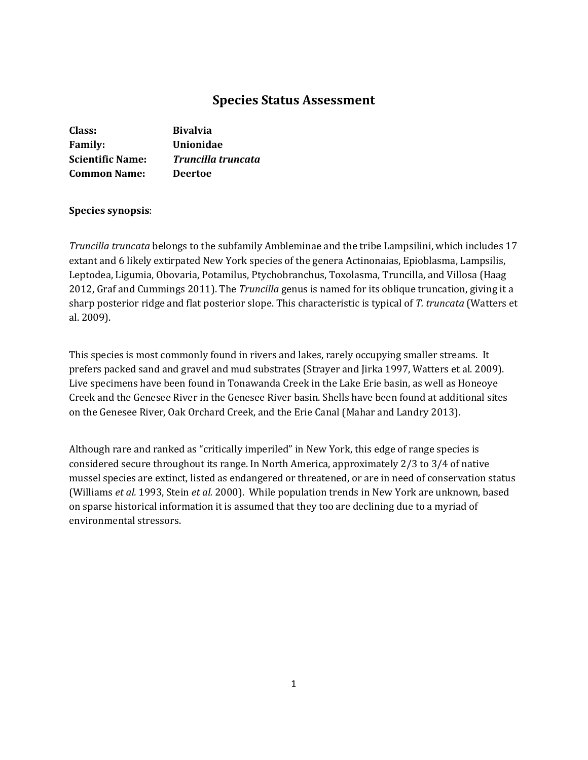# Species Status Assessment

**Class:** **Bivalvia**
**Family:** **Unionidae**
**Scientific Name:** ***Truncilla truncata***
**Common Name:** **Deertoe**

**Species synopsis**:

*Truncilla truncata* belongs to the subfamily Ambleminae and the tribe Lampsilini, which includes 17 extant and 6 likely extirpated New York species of the genera Actinonaias, Epioblasma, Lampsilis, Leptodea, Ligumia, Obovaria, Potamilus, Ptychobranchus, Toxolasma, Truncilla, and Villosa (Haag 2012, Graf and Cummings 2011). The *Truncilla* genus is named for its oblique truncation, giving it a sharp posterior ridge and flat posterior slope. This characteristic is typical of *T. truncata* (Watters et al. 2009).

This species is most commonly found in rivers and lakes, rarely occupying smaller streams. It prefers packed sand and gravel and mud substrates (Strayer and Jirka 1997, Watters et al. 2009). Live specimens have been found in Tonawanda Creek in the Lake Erie basin, as well as Honeoye Creek and the Genesee River in the Genesee River basin. Shells have been found at additional sites on the Genesee River, Oak Orchard Creek, and the Erie Canal (Mahar and Landry 2013).

Although rare and ranked as "critically imperiled" in New York, this edge of range species is considered secure throughout its range. In North America, approximately 2/3 to 3/4 of native mussel species are extinct, listed as endangered or threatened, or are in need of conservation status (Williams *et al.* 1993, Stein *et al.* 2000). While population trends in New York are unknown, based on sparse historical information it is assumed that they too are declining due to a myriad of environmental stressors.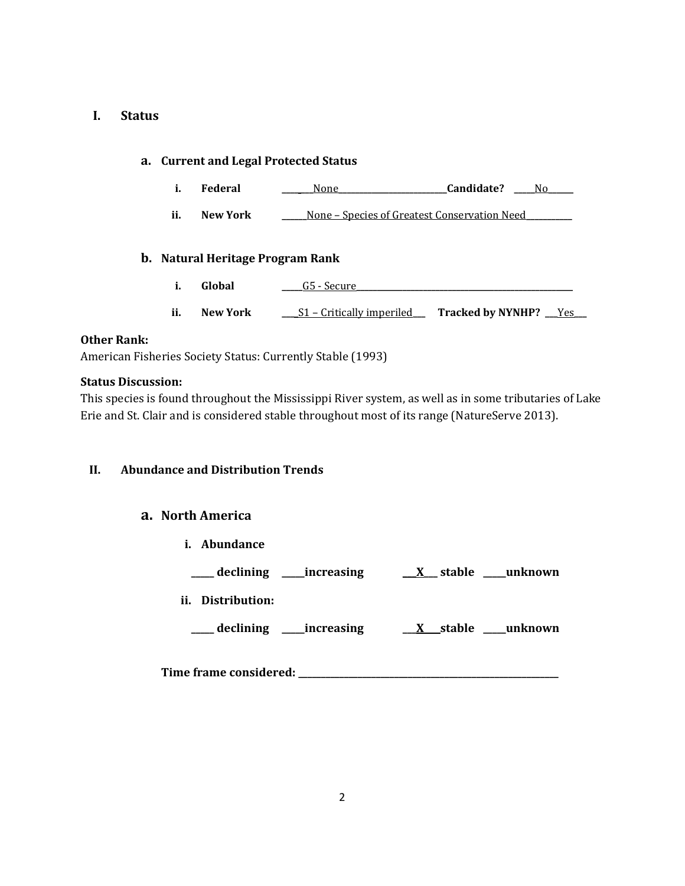## I. Status

### a. Current and Legal Protected Status

i. **Federal** ________None________________________**Candidate?** _____No______

ii. **New York** ______None – Species of Greatest Conservation Need__________

### b. Natural Heritage Program Rank

i. **Global** _____G5 - Secure_______________________________________________

ii. **New York** ____S1 – Critically imperiled___ **Tracked by NYNHP?** ___Yes___

**Other Rank:**
American Fisheries Society Status: Currently Stable (1993)

**Status Discussion:**
This species is found throughout the Mississippi River system, as well as in some tributaries of Lake Erie and St. Clair and is considered stable throughout most of its range (NatureServe 2013).

## II. Abundance and Distribution Trends

### a. North America

i. **Abundance**

**_____ declining _____increasing ___X___ stable _____unknown**

ii. **Distribution:**

**_____ declining _____increasing ___X____stable _____unknown**

**Time frame considered: _______________________________________________________**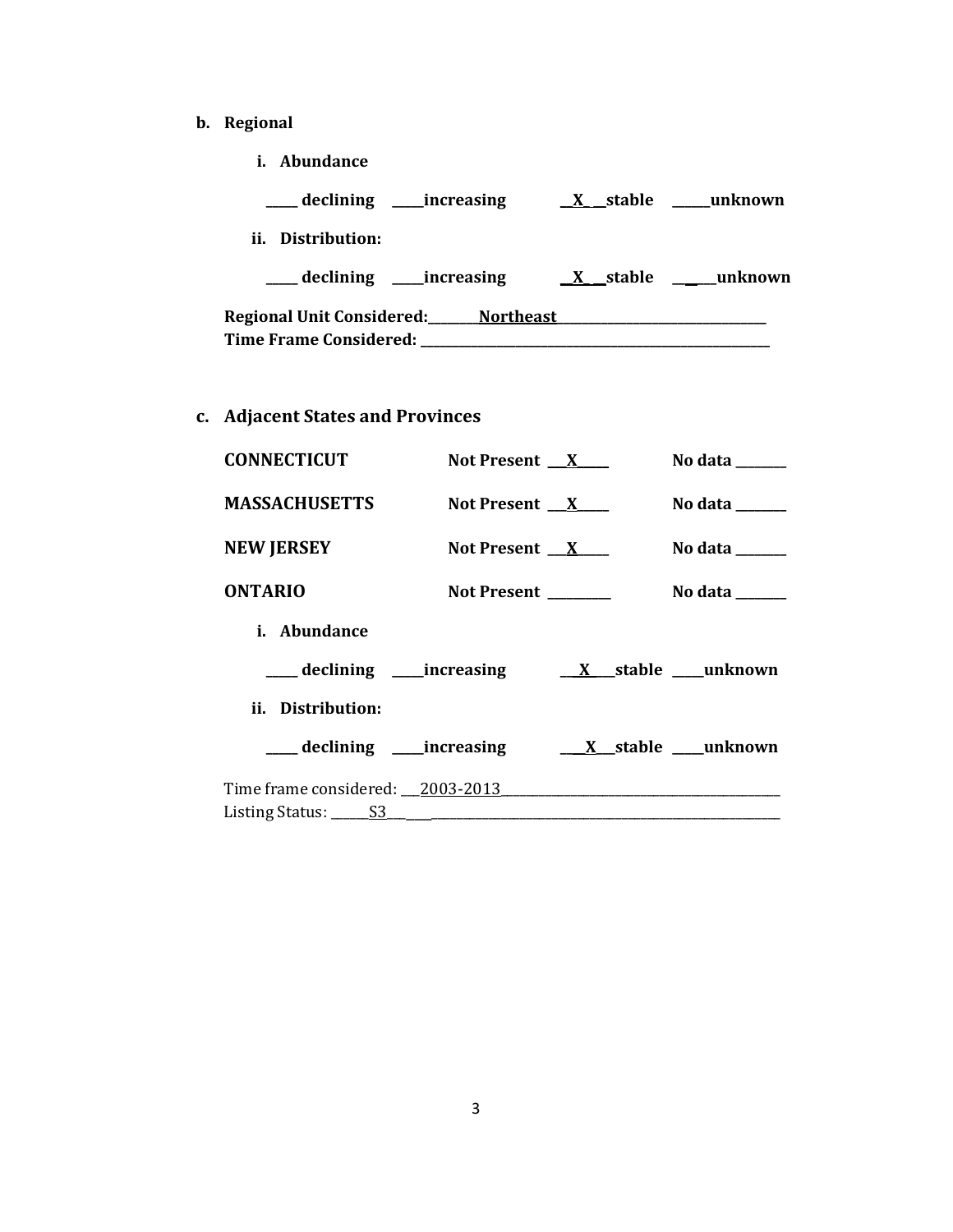**b. Regional**

**i. Abundance**

**_____ declining _____increasing __X___stable ______unknown**

**ii. Distribution:**

**_____ declining _____increasing __X___stable ______unknown**

**Regional Unit Considered:________Northeast_________________________________**
**Time Frame Considered: ______________________________________________________**

**c. Adjacent States and Provinces**

| | | |
|---|---|---|
| **CONNECTICUT** | **Not Present ___X_____** | **No data ________** |
| **MASSACHUSETTS** | **Not Present ___X_____** | **No data ________** |
| **NEW JERSEY** | **Not Present ___X_____** | **No data ________** |
| **ONTARIO** | **Not Present _________** | **No data ________** |

**i. Abundance**

**_____ declining _____increasing ___X____stable _____unknown**

**ii. Distribution:**

**_____ declining _____increasing ___X___stable _____unknown**

Time frame considered: ___2003-2013_____________________________________________
Listing Status: ______S3_______________________________________________________________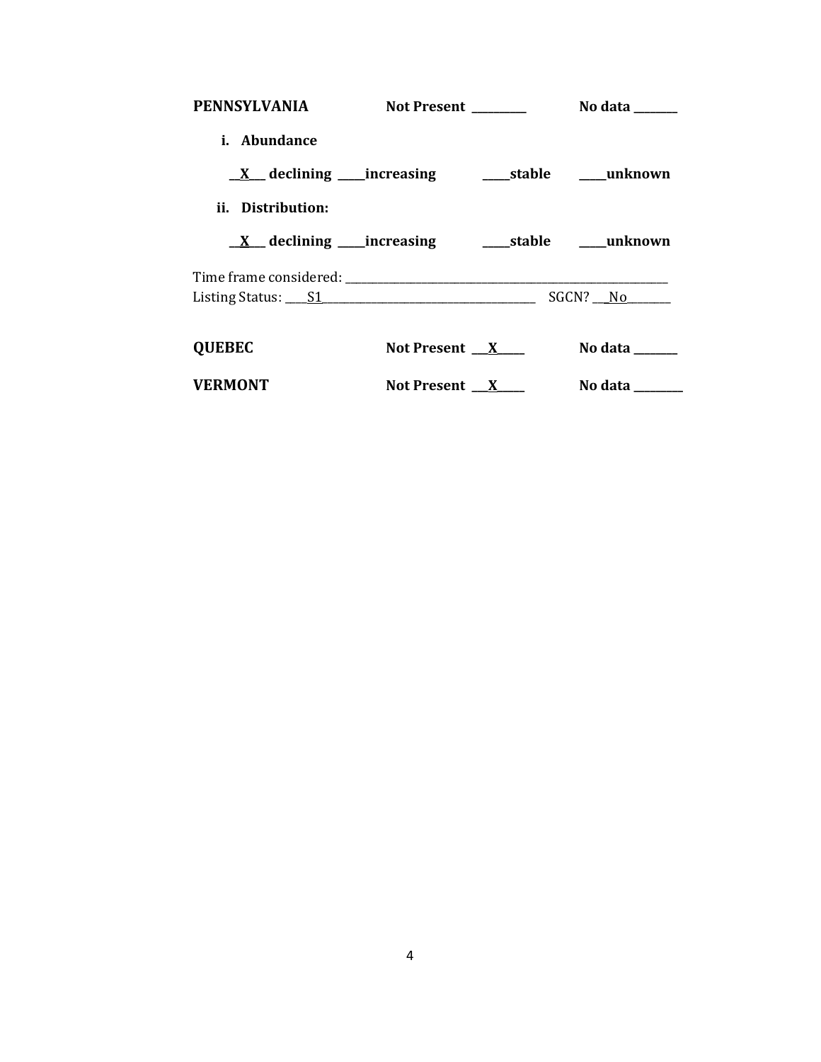**PENNSYLVANIA** **Not Present \_\_\_\_\_\_\_\_\_\_** **No data \_\_\_\_\_\_\_\_**

**i. Abundance**

**\_\_X\_\_ declining \_\_\_\_\_increasing \_\_\_\_\_stable \_\_\_\_\_unknown**

**ii. Distribution:**

**\_\_X\_\_ declining \_\_\_\_\_increasing \_\_\_\_\_stable \_\_\_\_\_unknown**

Time frame considered: \_\_\_\_\_\_\_\_\_\_\_\_\_\_\_\_\_\_\_\_\_\_\_\_\_\_\_\_\_\_\_\_\_\_\_\_\_\_\_\_\_\_\_\_\_\_\_\_\_\_\_\_\_\_\_\_\_\_
Listing Status: \_\_\_\_S1\_\_\_\_\_\_\_\_\_\_\_\_\_\_\_\_\_\_\_\_\_\_\_\_\_\_\_\_\_\_\_\_\_\_\_\_\_\_ SGCN? \_\_\_No\_\_\_\_\_\_\_\_

**QUEBEC** **Not Present \_\_\_X\_\_\_\_\_** **No data \_\_\_\_\_\_\_\_**

**VERMONT** **Not Present \_\_\_X\_\_\_\_\_** **No data \_\_\_\_\_\_\_\_\_**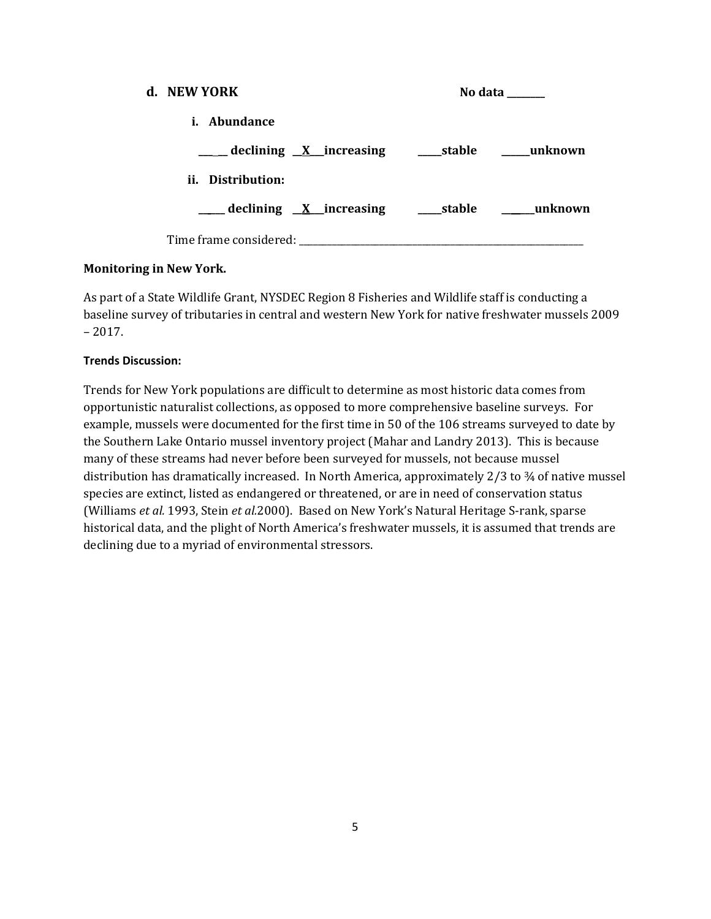**d. NEW YORK** **No data \_\_\_\_\_\_\_\_**

**i. Abundance**

**\_\_\_\_\_ declining \_\_X\_\_\_increasing \_\_\_\_\_stable \_\_\_\_\_\_unknown**

**ii. Distribution:**

**\_\_\_\_\_ declining \_\_X\_\_\_increasing \_\_\_\_\_stable \_\_\_\_\_\_unknown**

Time frame considered: \_\_\_\_\_\_\_\_\_\_\_\_\_\_\_\_\_\_\_\_\_\_\_\_\_\_\_\_\_\_\_\_\_\_\_\_\_\_\_\_\_\_\_\_\_\_\_\_\_\_\_\_\_\_\_\_\_\_\_\_

**Monitoring in New York.**

As part of a State Wildlife Grant, NYSDEC Region 8 Fisheries and Wildlife staff is conducting a baseline survey of tributaries in central and western New York for native freshwater mussels 2009 – 2017.

**Trends Discussion:**

Trends for New York populations are difficult to determine as most historic data comes from opportunistic naturalist collections, as opposed to more comprehensive baseline surveys. For example, mussels were documented for the first time in 50 of the 106 streams surveyed to date by the Southern Lake Ontario mussel inventory project (Mahar and Landry 2013). This is because many of these streams had never before been surveyed for mussels, not because mussel distribution has dramatically increased. In North America, approximately 2/3 to ¾ of native mussel species are extinct, listed as endangered or threatened, or are in need of conservation status (Williams *et al.* 1993, Stein *et al.*2000). Based on New York's Natural Heritage S-rank, sparse historical data, and the plight of North America's freshwater mussels, it is assumed that trends are declining due to a myriad of environmental stressors.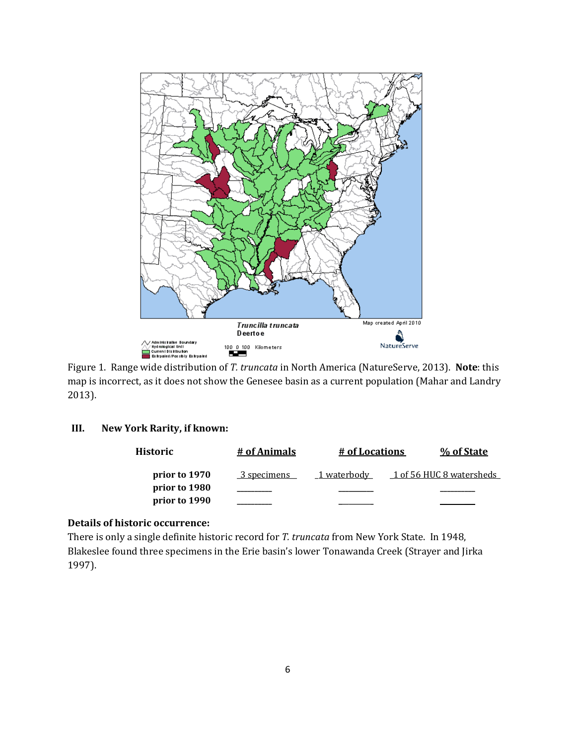Figure 1. Range wide distribution of *T. truncata* in North America (NatureServe, 2013). **Note**: this map is incorrect, as it does not show the Genesee basin as a current population (Mahar and Landry 2013).

## III. New York Rarity, if known:

| Historic | # of Animals | # of Locations | % of State |
|---|---|---|---|
| prior to 1970 | 3 specimens | 1 waterbody | 1 of 56 HUC 8 watersheds |
| prior to 1980 | ________ | ________ | ________ |
| prior to 1990 | ________ | ________ | ________ |

**Details of historic occurrence:**

There is only a single definite historic record for *T. truncata* from New York State. In 1948, Blakeslee found three specimens in the Erie basin's lower Tonawanda Creek (Strayer and Jirka 1997).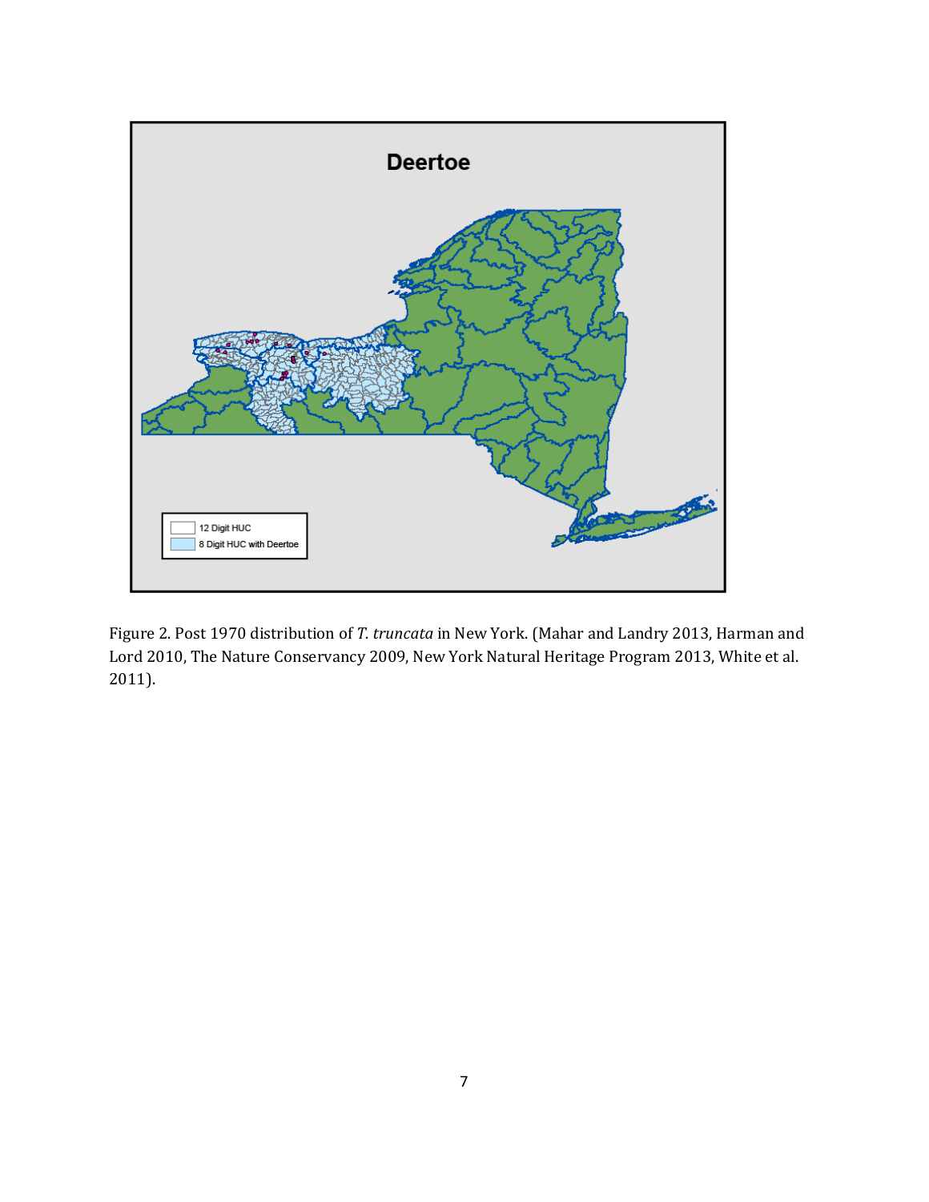Figure 2. Post 1970 distribution of *T. truncata* in New York. (Mahar and Landry 2013, Harman and Lord 2010, The Nature Conservancy 2009, New York Natural Heritage Program 2013, White et al. 2011).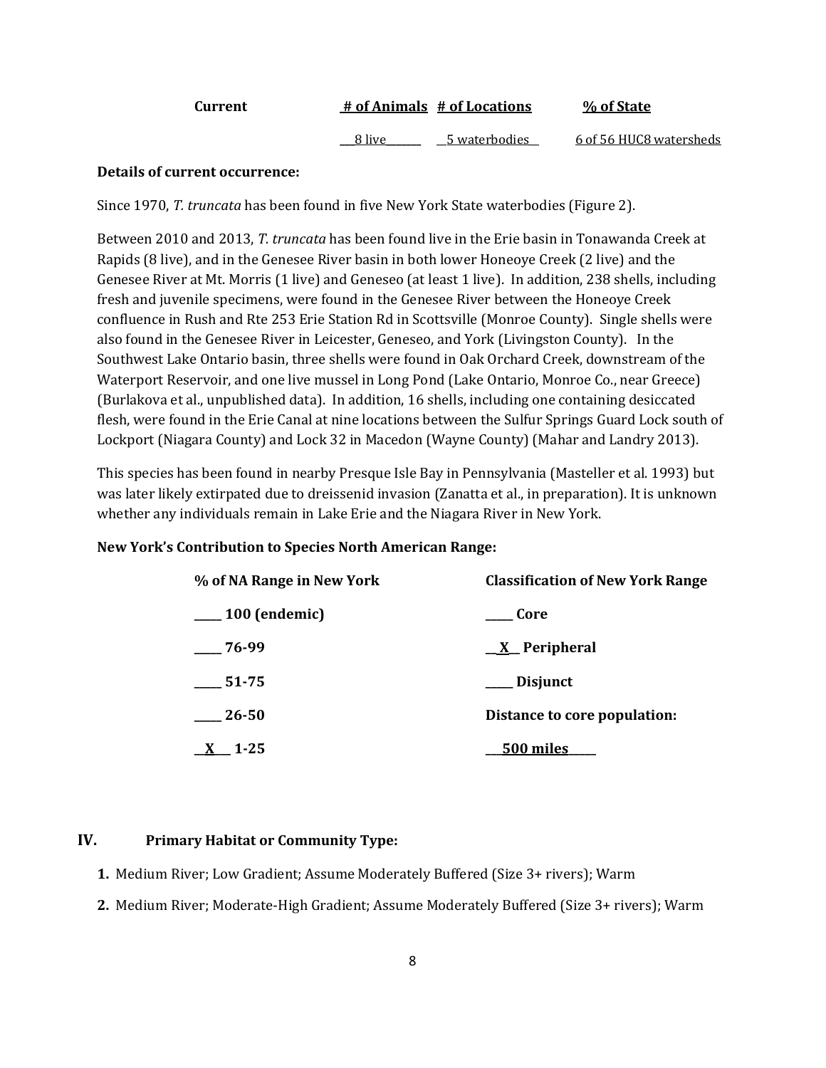| Current | # of Animals | # of Locations | % of State |
| --- | --- | --- | --- |
| | 8 live | 5 waterbodies | 6 of 56 HUC8 watersheds |

**Details of current occurrence:**

Since 1970, *T. truncata* has been found in five New York State waterbodies (Figure 2).

Between 2010 and 2013, *T. truncata* has been found live in the Erie basin in Tonawanda Creek at Rapids (8 live), and in the Genesee River basin in both lower Honeoye Creek (2 live) and the Genesee River at Mt. Morris (1 live) and Geneseo (at least 1 live). In addition, 238 shells, including fresh and juvenile specimens, were found in the Genesee River between the Honeoye Creek confluence in Rush and Rte 253 Erie Station Rd in Scottsville (Monroe County). Single shells were also found in the Genesee River in Leicester, Geneseo, and York (Livingston County). In the Southwest Lake Ontario basin, three shells were found in Oak Orchard Creek, downstream of the Waterport Reservoir, and one live mussel in Long Pond (Lake Ontario, Monroe Co., near Greece) (Burlakova et al., unpublished data). In addition, 16 shells, including one containing desiccated flesh, were found in the Erie Canal at nine locations between the Sulfur Springs Guard Lock south of Lockport (Niagara County) and Lock 32 in Macedon (Wayne County) (Mahar and Landry 2013).

This species has been found in nearby Presque Isle Bay in Pennsylvania (Masteller et al. 1993) but was later likely extirpated due to dreissenid invasion (Zanatta et al., in preparation). It is unknown whether any individuals remain in Lake Erie and the Niagara River in New York.

**New York's Contribution to Species North American Range:**

| % of NA Range in New York | Classification of New York Range |
| --- | --- |
| _____ 100 (endemic) | _____ Core |
| _____ 76-99 | __X__ Peripheral |
| _____ 51-75 | _____ Disjunct |
| _____ 26-50 | **Distance to core population:** |
| __X__ 1-25 | 500 miles |

## IV. Primary Habitat or Community Type:

1. Medium River; Low Gradient; Assume Moderately Buffered (Size 3+ rivers); Warm
2. Medium River; Moderate-High Gradient; Assume Moderately Buffered (Size 3+ rivers); Warm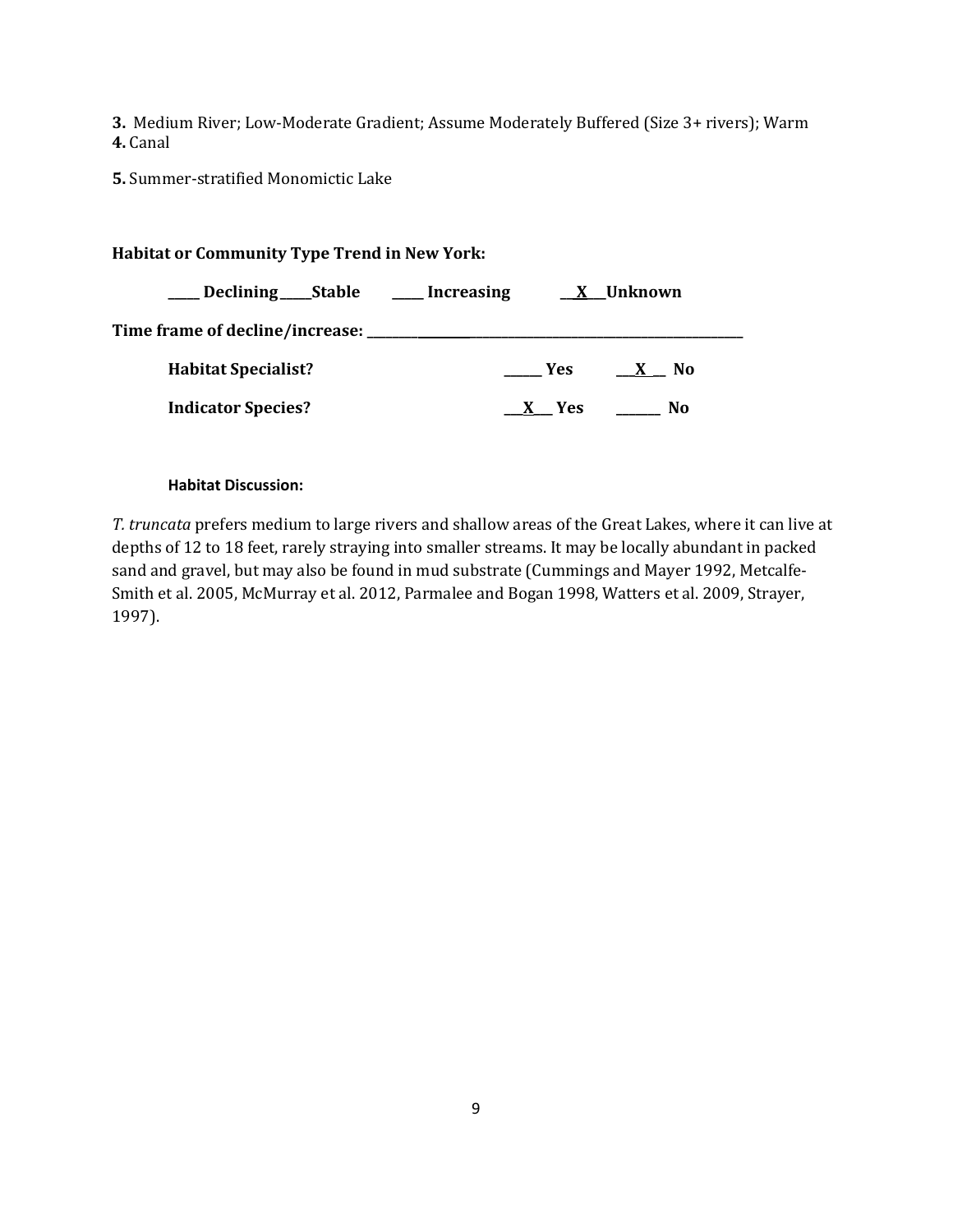**3.** Medium River; Low-Moderate Gradient; Assume Moderately Buffered (Size 3+ rivers); Warm
**4.** Canal

**5.** Summer-stratified Monomictic Lake

**Habitat or Community Type Trend in New York:**

**____ Declining ____Stable ____ Increasing __X__Unknown**

**Time frame of decline/increase: ____________________________________________**

**Habitat Specialist?** _____ Yes __X__ No

**Indicator Species?** __X__ Yes _____ No

**Habitat Discussion:**

*T. truncata* prefers medium to large rivers and shallow areas of the Great Lakes, where it can live at depths of 12 to 18 feet, rarely straying into smaller streams. It may be locally abundant in packed sand and gravel, but may also be found in mud substrate (Cummings and Mayer 1992, Metcalfe-Smith et al. 2005, McMurray et al. 2012, Parmalee and Bogan 1998, Watters et al. 2009, Strayer, 1997).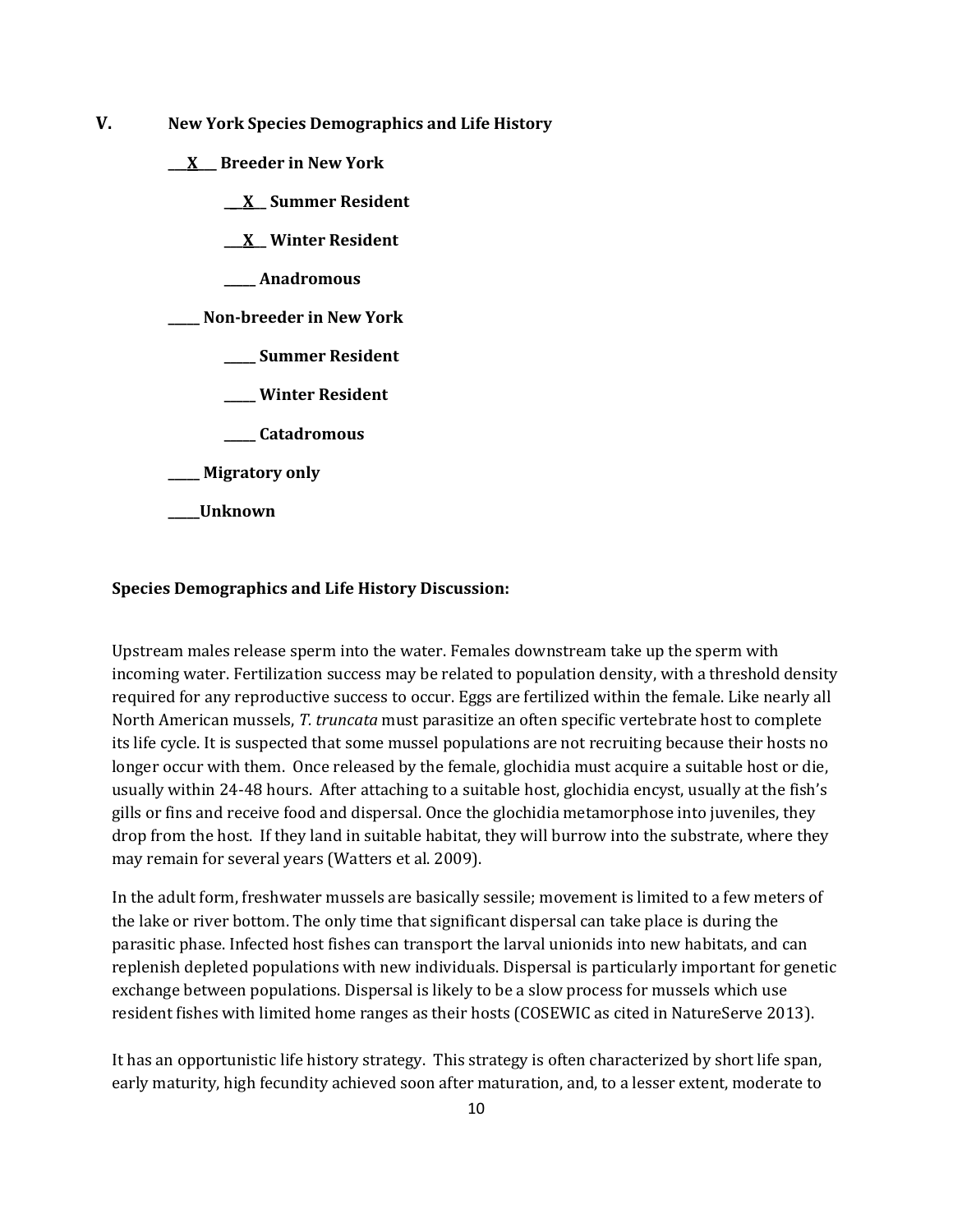## V. New York Species Demographics and Life History

**\_\_\_X\_\_\_ Breeder in New York**

- **\_\_X\_\_ Summer Resident**
- **\_\_X\_\_ Winter Resident**
- **\_\_\_\_\_ Anadromous**

**\_\_\_\_\_ Non-breeder in New York**

- **\_\_\_\_\_ Summer Resident**
- **\_\_\_\_\_ Winter Resident**
- **\_\_\_\_\_ Catadromous**

**\_\_\_\_\_ Migratory only**

**\_\_\_\_\_Unknown**

**Species Demographics and Life History Discussion:**

Upstream males release sperm into the water. Females downstream take up the sperm with incoming water. Fertilization success may be related to population density, with a threshold density required for any reproductive success to occur. Eggs are fertilized within the female. Like nearly all North American mussels, *T. truncata* must parasitize an often specific vertebrate host to complete its life cycle. It is suspected that some mussel populations are not recruiting because their hosts no longer occur with them. Once released by the female, glochidia must acquire a suitable host or die, usually within 24-48 hours. After attaching to a suitable host, glochidia encyst, usually at the fish's gills or fins and receive food and dispersal. Once the glochidia metamorphose into juveniles, they drop from the host. If they land in suitable habitat, they will burrow into the substrate, where they may remain for several years (Watters et al. 2009).

In the adult form, freshwater mussels are basically sessile; movement is limited to a few meters of the lake or river bottom. The only time that significant dispersal can take place is during the parasitic phase. Infected host fishes can transport the larval unionids into new habitats, and can replenish depleted populations with new individuals. Dispersal is particularly important for genetic exchange between populations. Dispersal is likely to be a slow process for mussels which use resident fishes with limited home ranges as their hosts (COSEWIC as cited in NatureServe 2013).

It has an opportunistic life history strategy. This strategy is often characterized by short life span, early maturity, high fecundity achieved soon after maturation, and, to a lesser extent, moderate to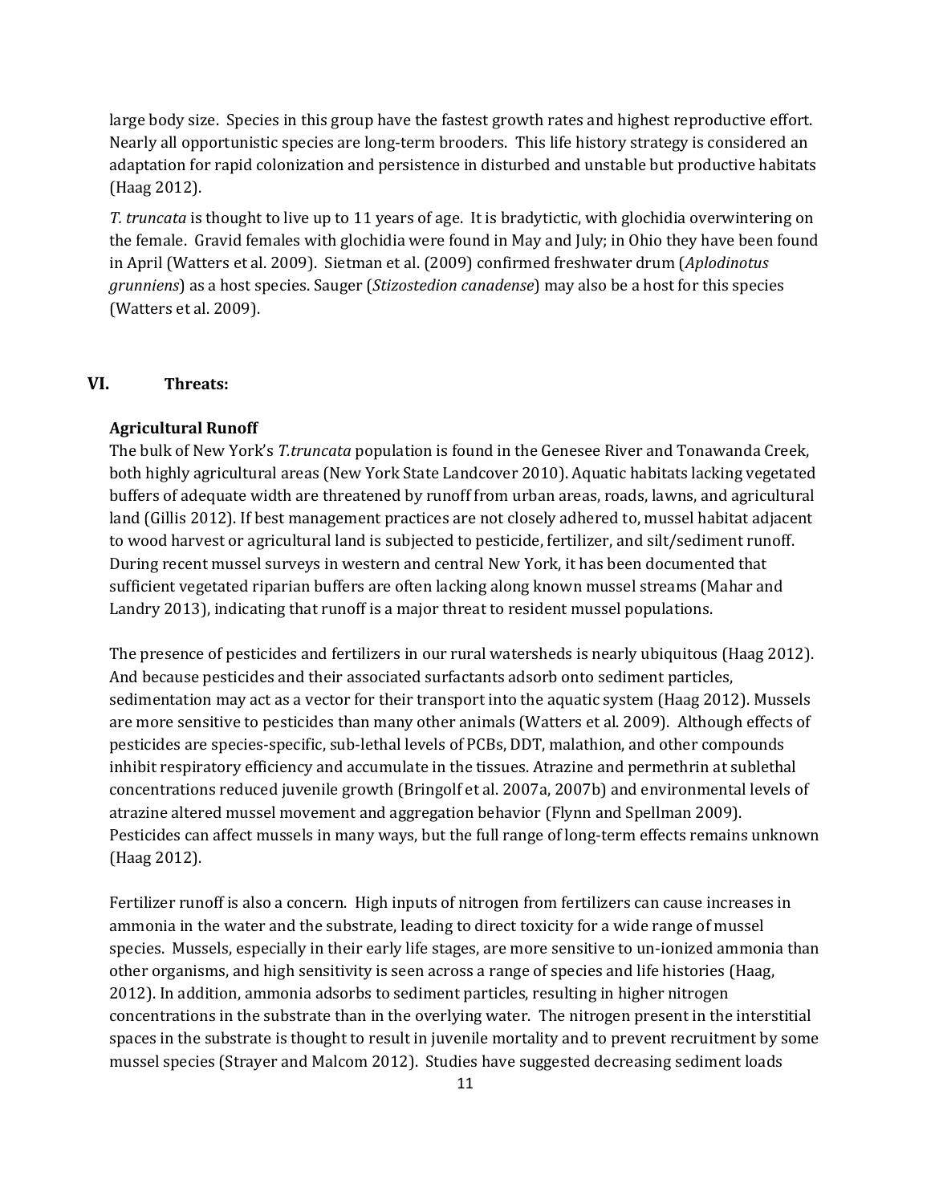large body size. Species in this group have the fastest growth rates and highest reproductive effort. Nearly all opportunistic species are long-term brooders. This life history strategy is considered an adaptation for rapid colonization and persistence in disturbed and unstable but productive habitats (Haag 2012).

*T. truncata* is thought to live up to 11 years of age. It is bradytictic, with glochidia overwintering on the female. Gravid females with glochidia were found in May and July; in Ohio they have been found in April (Watters et al. 2009). Sietman et al. (2009) confirmed freshwater drum (*Aplodinotus grunniens*) as a host species. Sauger (*Stizostedion canadense*) may also be a host for this species (Watters et al. 2009).

## VI. Threats:

### Agricultural Runoff

The bulk of New York's *T.truncata* population is found in the Genesee River and Tonawanda Creek, both highly agricultural areas (New York State Landcover 2010). Aquatic habitats lacking vegetated buffers of adequate width are threatened by runoff from urban areas, roads, lawns, and agricultural land (Gillis 2012). If best management practices are not closely adhered to, mussel habitat adjacent to wood harvest or agricultural land is subjected to pesticide, fertilizer, and silt/sediment runoff. During recent mussel surveys in western and central New York, it has been documented that sufficient vegetated riparian buffers are often lacking along known mussel streams (Mahar and Landry 2013), indicating that runoff is a major threat to resident mussel populations.

The presence of pesticides and fertilizers in our rural watersheds is nearly ubiquitous (Haag 2012). And because pesticides and their associated surfactants adsorb onto sediment particles, sedimentation may act as a vector for their transport into the aquatic system (Haag 2012). Mussels are more sensitive to pesticides than many other animals (Watters et al. 2009). Although effects of pesticides are species-specific, sub-lethal levels of PCBs, DDT, malathion, and other compounds inhibit respiratory efficiency and accumulate in the tissues. Atrazine and permethrin at sublethal concentrations reduced juvenile growth (Bringolf et al. 2007a, 2007b) and environmental levels of atrazine altered mussel movement and aggregation behavior (Flynn and Spellman 2009). Pesticides can affect mussels in many ways, but the full range of long-term effects remains unknown (Haag 2012).

Fertilizer runoff is also a concern. High inputs of nitrogen from fertilizers can cause increases in ammonia in the water and the substrate, leading to direct toxicity for a wide range of mussel species. Mussels, especially in their early life stages, are more sensitive to un-ionized ammonia than other organisms, and high sensitivity is seen across a range of species and life histories (Haag, 2012). In addition, ammonia adsorbs to sediment particles, resulting in higher nitrogen concentrations in the substrate than in the overlying water. The nitrogen present in the interstitial spaces in the substrate is thought to result in juvenile mortality and to prevent recruitment by some mussel species (Strayer and Malcom 2012). Studies have suggested decreasing sediment loads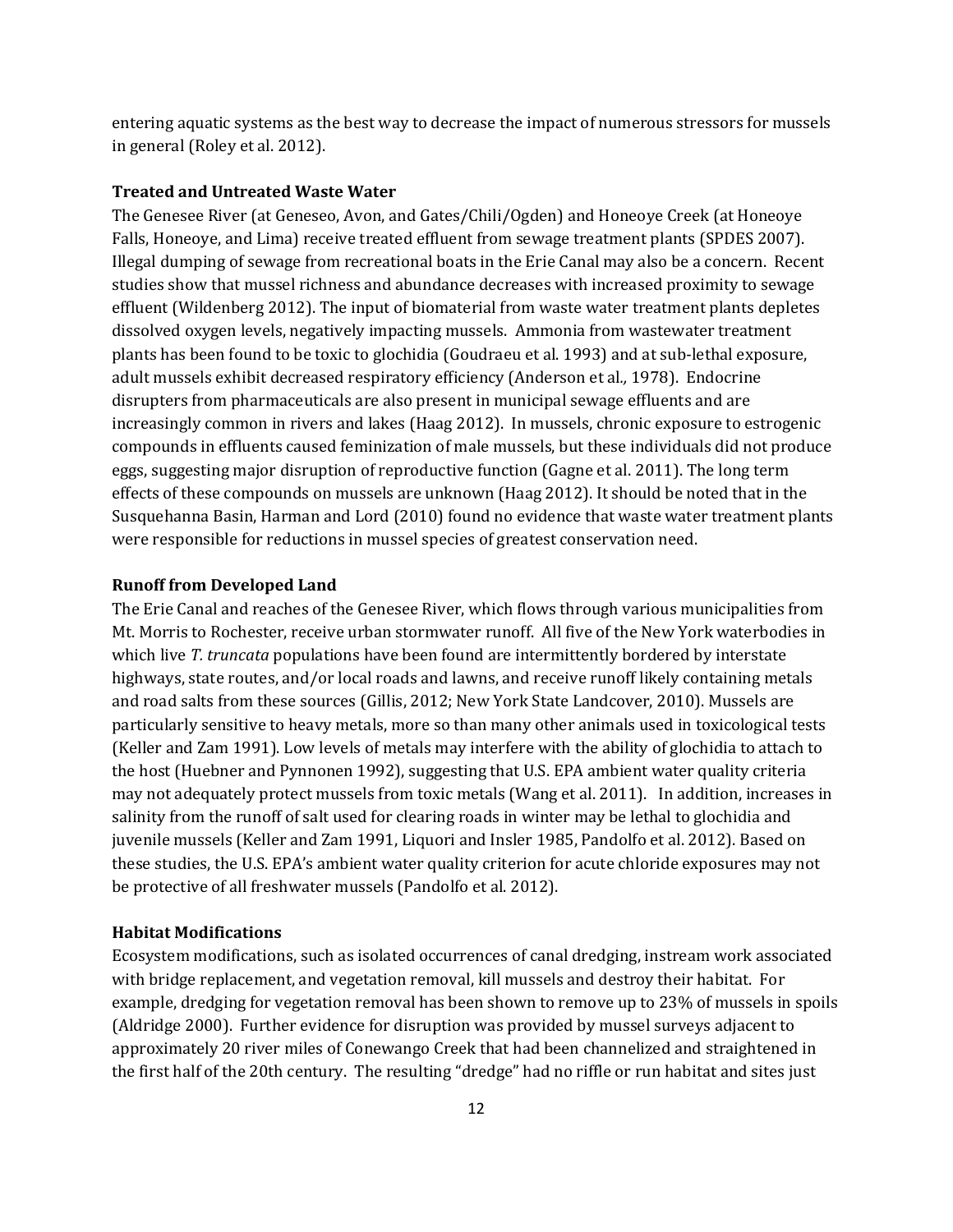entering aquatic systems as the best way to decrease the impact of numerous stressors for mussels in general (Roley et al. 2012).

**Treated and Untreated Waste Water**

The Genesee River (at Geneseo, Avon, and Gates/Chili/Ogden) and Honeoye Creek (at Honeoye Falls, Honeoye, and Lima) receive treated effluent from sewage treatment plants (SPDES 2007). Illegal dumping of sewage from recreational boats in the Erie Canal may also be a concern. Recent studies show that mussel richness and abundance decreases with increased proximity to sewage effluent (Wildenberg 2012). The input of biomaterial from waste water treatment plants depletes dissolved oxygen levels, negatively impacting mussels. Ammonia from wastewater treatment plants has been found to be toxic to glochidia (Goudraeu et al. 1993) and at sub-lethal exposure, adult mussels exhibit decreased respiratory efficiency (Anderson et al*.,* 1978). Endocrine disrupters from pharmaceuticals are also present in municipal sewage effluents and are increasingly common in rivers and lakes (Haag 2012). In mussels, chronic exposure to estrogenic compounds in effluents caused feminization of male mussels, but these individuals did not produce eggs, suggesting major disruption of reproductive function (Gagne et al. 2011). The long term effects of these compounds on mussels are unknown (Haag 2012). It should be noted that in the Susquehanna Basin, Harman and Lord (2010) found no evidence that waste water treatment plants were responsible for reductions in mussel species of greatest conservation need.

**Runoff from Developed Land**

The Erie Canal and reaches of the Genesee River, which flows through various municipalities from Mt. Morris to Rochester, receive urban stormwater runoff. All five of the New York waterbodies in which live *T. truncata* populations have been found are intermittently bordered by interstate highways, state routes, and/or local roads and lawns, and receive runoff likely containing metals and road salts from these sources (Gillis, 2012; New York State Landcover, 2010). Mussels are particularly sensitive to heavy metals, more so than many other animals used in toxicological tests (Keller and Zam 1991). Low levels of metals may interfere with the ability of glochidia to attach to the host (Huebner and Pynnonen 1992), suggesting that U.S. EPA ambient water quality criteria may not adequately protect mussels from toxic metals (Wang et al. 2011). In addition, increases in salinity from the runoff of salt used for clearing roads in winter may be lethal to glochidia and juvenile mussels (Keller and Zam 1991, Liquori and Insler 1985, Pandolfo et al. 2012). Based on these studies, the U.S. EPA's ambient water quality criterion for acute chloride exposures may not be protective of all freshwater mussels (Pandolfo et al. 2012).

**Habitat Modifications**

Ecosystem modifications, such as isolated occurrences of canal dredging, instream work associated with bridge replacement, and vegetation removal, kill mussels and destroy their habitat. For example, dredging for vegetation removal has been shown to remove up to 23% of mussels in spoils (Aldridge 2000). Further evidence for disruption was provided by mussel surveys adjacent to approximately 20 river miles of Conewango Creek that had been channelized and straightened in the first half of the 20th century. The resulting "dredge" had no riffle or run habitat and sites just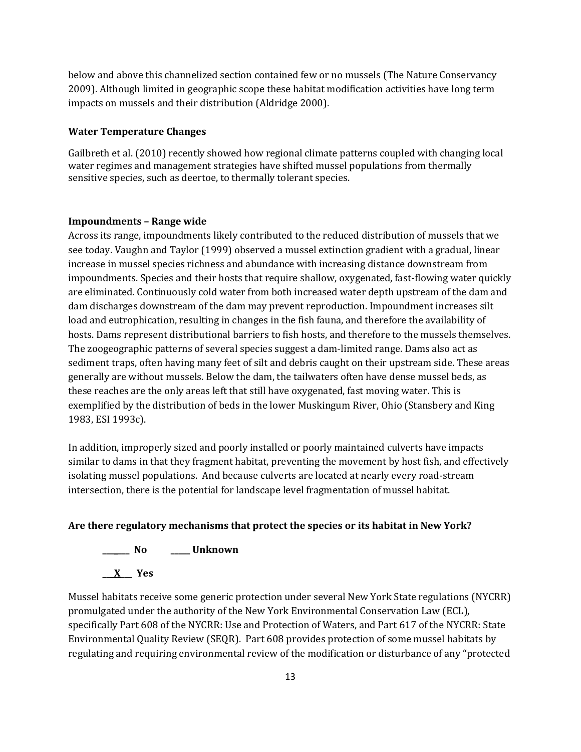below and above this channelized section contained few or no mussels (The Nature Conservancy 2009). Although limited in geographic scope these habitat modification activities have long term impacts on mussels and their distribution (Aldridge 2000).

### Water Temperature Changes

Gailbreth et al. (2010) recently showed how regional climate patterns coupled with changing local water regimes and management strategies have shifted mussel populations from thermally sensitive species, such as deertoe, to thermally tolerant species.

### Impoundments – Range wide

Across its range, impoundments likely contributed to the reduced distribution of mussels that we see today. Vaughn and Taylor (1999) observed a mussel extinction gradient with a gradual, linear increase in mussel species richness and abundance with increasing distance downstream from impoundments. Species and their hosts that require shallow, oxygenated, fast-flowing water quickly are eliminated. Continuously cold water from both increased water depth upstream of the dam and dam discharges downstream of the dam may prevent reproduction. Impoundment increases silt load and eutrophication, resulting in changes in the fish fauna, and therefore the availability of hosts. Dams represent distributional barriers to fish hosts, and therefore to the mussels themselves. The zoogeographic patterns of several species suggest a dam-limited range. Dams also act as sediment traps, often having many feet of silt and debris caught on their upstream side. These areas generally are without mussels. Below the dam, the tailwaters often have dense mussel beds, as these reaches are the only areas left that still have oxygenated, fast moving water. This is exemplified by the distribution of beds in the lower Muskingum River, Ohio (Stansbery and King 1983, ESI 1993c).

In addition, improperly sized and poorly installed or poorly maintained culverts have impacts similar to dams in that they fragment habitat, preventing the movement by host fish, and effectively isolating mussel populations. And because culverts are located at nearly every road-stream intersection, there is the potential for landscape level fragmentation of mussel habitat.

**Are there regulatory mechanisms that protect the species or its habitat in New York?**

**_______ No  _____ Unknown**

**___X___ Yes**

Mussel habitats receive some generic protection under several New York State regulations (NYCRR) promulgated under the authority of the New York Environmental Conservation Law (ECL), specifically Part 608 of the NYCRR: Use and Protection of Waters, and Part 617 of the NYCRR: State Environmental Quality Review (SEQR). Part 608 provides protection of some mussel habitats by regulating and requiring environmental review of the modification or disturbance of any "protected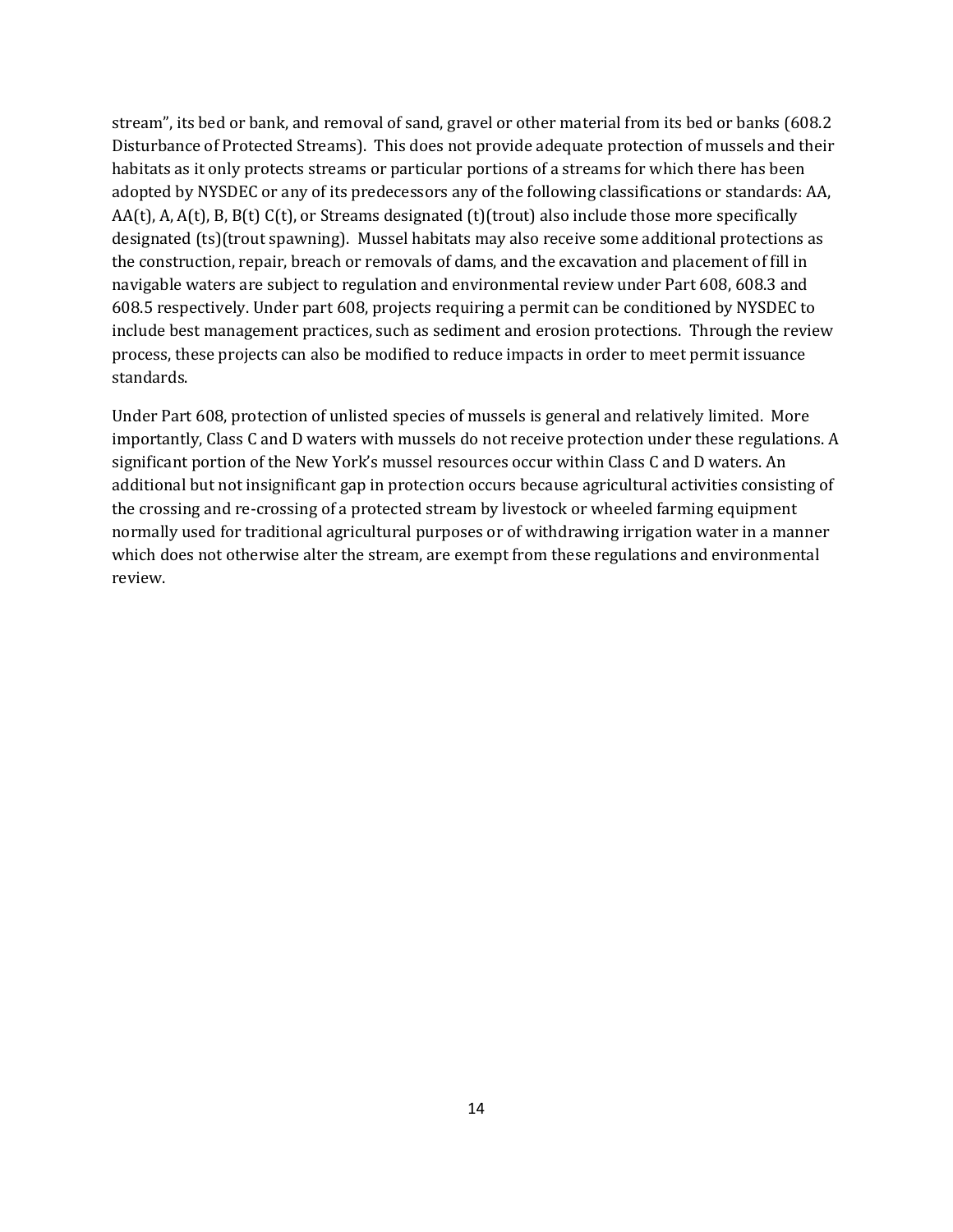stream", its bed or bank, and removal of sand, gravel or other material from its bed or banks (608.2 Disturbance of Protected Streams). This does not provide adequate protection of mussels and their habitats as it only protects streams or particular portions of a streams for which there has been adopted by NYSDEC or any of its predecessors any of the following classifications or standards: AA, AA(t), A, A(t), B, B(t) C(t), or Streams designated (t)(trout) also include those more specifically designated (ts)(trout spawning). Mussel habitats may also receive some additional protections as the construction, repair, breach or removals of dams, and the excavation and placement of fill in navigable waters are subject to regulation and environmental review under Part 608, 608.3 and 608.5 respectively. Under part 608, projects requiring a permit can be conditioned by NYSDEC to include best management practices, such as sediment and erosion protections. Through the review process, these projects can also be modified to reduce impacts in order to meet permit issuance standards.

Under Part 608, protection of unlisted species of mussels is general and relatively limited. More importantly, Class C and D waters with mussels do not receive protection under these regulations. A significant portion of the New York's mussel resources occur within Class C and D waters. An additional but not insignificant gap in protection occurs because agricultural activities consisting of the crossing and re-crossing of a protected stream by livestock or wheeled farming equipment normally used for traditional agricultural purposes or of withdrawing irrigation water in a manner which does not otherwise alter the stream, are exempt from these regulations and environmental review.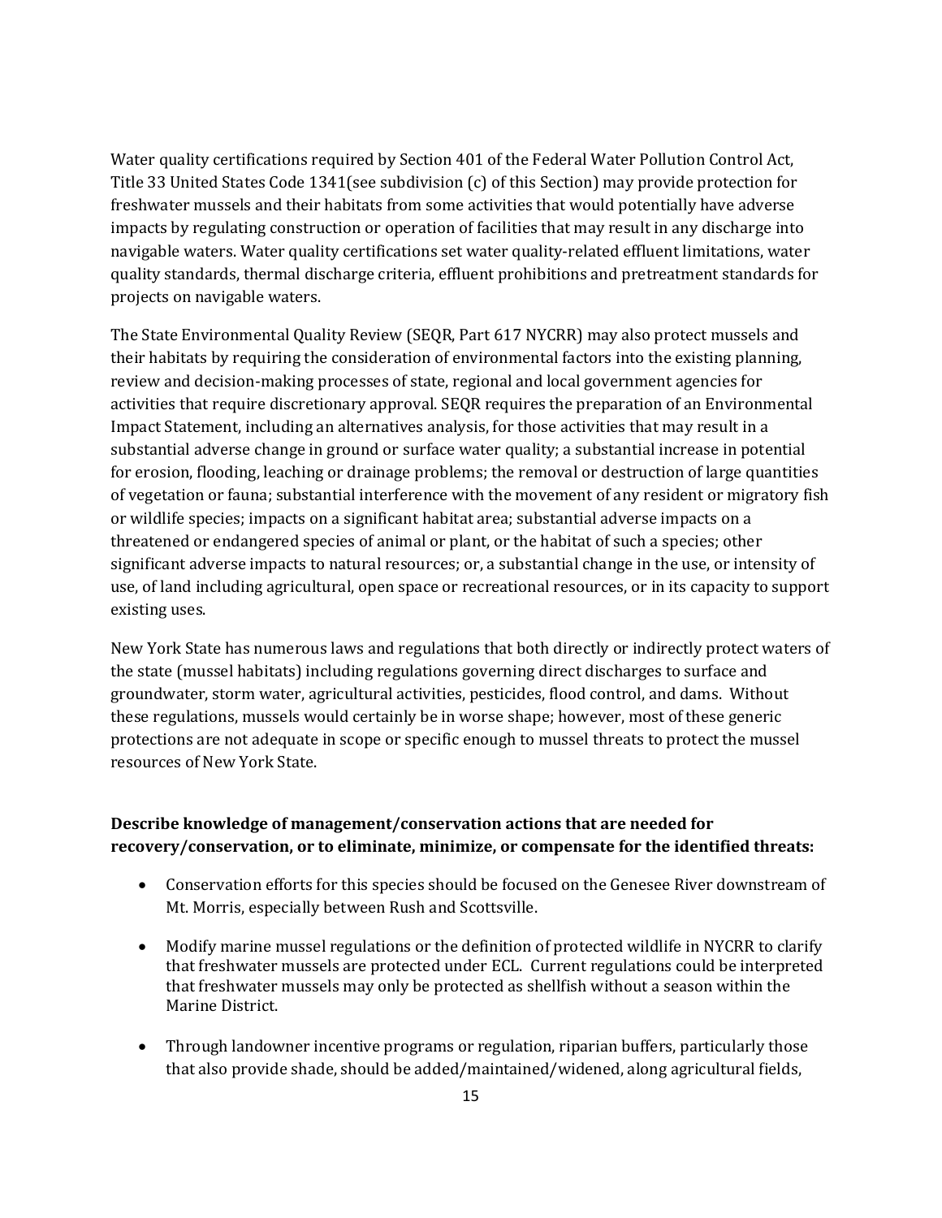Water quality certifications required by Section 401 of the Federal Water Pollution Control Act, Title 33 United States Code 1341(see subdivision (c) of this Section) may provide protection for freshwater mussels and their habitats from some activities that would potentially have adverse impacts by regulating construction or operation of facilities that may result in any discharge into navigable waters. Water quality certifications set water quality-related effluent limitations, water quality standards, thermal discharge criteria, effluent prohibitions and pretreatment standards for projects on navigable waters.

The State Environmental Quality Review (SEQR, Part 617 NYCRR) may also protect mussels and their habitats by requiring the consideration of environmental factors into the existing planning, review and decision-making processes of state, regional and local government agencies for activities that require discretionary approval. SEQR requires the preparation of an Environmental Impact Statement, including an alternatives analysis, for those activities that may result in a substantial adverse change in ground or surface water quality; a substantial increase in potential for erosion, flooding, leaching or drainage problems; the removal or destruction of large quantities of vegetation or fauna; substantial interference with the movement of any resident or migratory fish or wildlife species; impacts on a significant habitat area; substantial adverse impacts on a threatened or endangered species of animal or plant, or the habitat of such a species; other significant adverse impacts to natural resources; or, a substantial change in the use, or intensity of use, of land including agricultural, open space or recreational resources, or in its capacity to support existing uses.

New York State has numerous laws and regulations that both directly or indirectly protect waters of the state (mussel habitats) including regulations governing direct discharges to surface and groundwater, storm water, agricultural activities, pesticides, flood control, and dams. Without these regulations, mussels would certainly be in worse shape; however, most of these generic protections are not adequate in scope or specific enough to mussel threats to protect the mussel resources of New York State.

**Describe knowledge of management/conservation actions that are needed for recovery/conservation, or to eliminate, minimize, or compensate for the identified threats:**

- Conservation efforts for this species should be focused on the Genesee River downstream of Mt. Morris, especially between Rush and Scottsville.
- Modify marine mussel regulations or the definition of protected wildlife in NYCRR to clarify that freshwater mussels are protected under ECL. Current regulations could be interpreted that freshwater mussels may only be protected as shellfish without a season within the Marine District.
- Through landowner incentive programs or regulation, riparian buffers, particularly those that also provide shade, should be added/maintained/widened, along agricultural fields,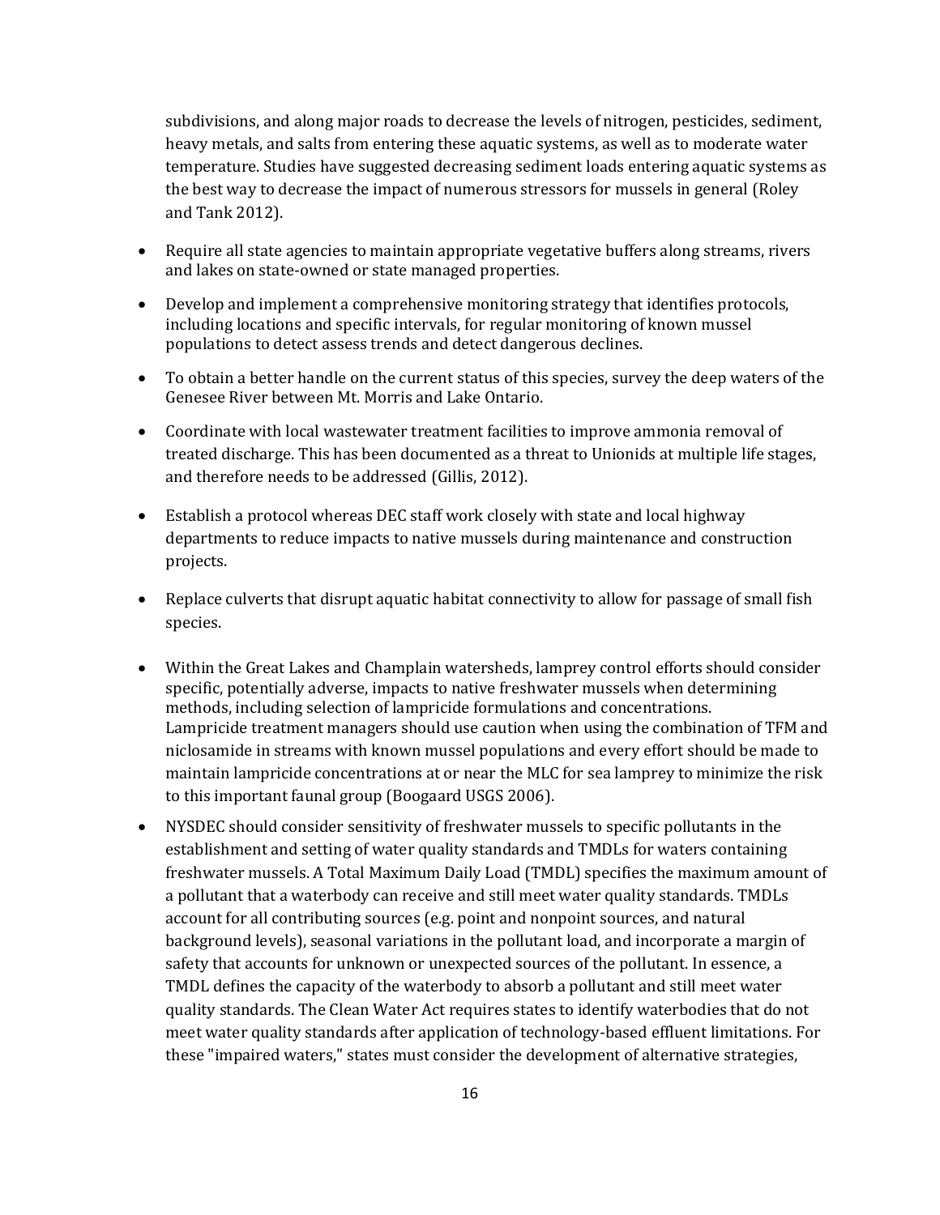subdivisions, and along major roads to decrease the levels of nitrogen, pesticides, sediment, heavy metals, and salts from entering these aquatic systems, as well as to moderate water temperature. Studies have suggested decreasing sediment loads entering aquatic systems as the best way to decrease the impact of numerous stressors for mussels in general (Roley and Tank 2012).

- Require all state agencies to maintain appropriate vegetative buffers along streams, rivers and lakes on state-owned or state managed properties.
- Develop and implement a comprehensive monitoring strategy that identifies protocols, including locations and specific intervals, for regular monitoring of known mussel populations to detect assess trends and detect dangerous declines.
- To obtain a better handle on the current status of this species, survey the deep waters of the Genesee River between Mt. Morris and Lake Ontario.
- Coordinate with local wastewater treatment facilities to improve ammonia removal of treated discharge. This has been documented as a threat to Unionids at multiple life stages, and therefore needs to be addressed (Gillis, 2012).
- Establish a protocol whereas DEC staff work closely with state and local highway departments to reduce impacts to native mussels during maintenance and construction projects.
- Replace culverts that disrupt aquatic habitat connectivity to allow for passage of small fish species.
- Within the Great Lakes and Champlain watersheds, lamprey control efforts should consider specific, potentially adverse, impacts to native freshwater mussels when determining methods, including selection of lampricide formulations and concentrations. Lampricide treatment managers should use caution when using the combination of TFM and niclosamide in streams with known mussel populations and every effort should be made to maintain lampricide concentrations at or near the MLC for sea lamprey to minimize the risk to this important faunal group (Boogaard USGS 2006).
- NYSDEC should consider sensitivity of freshwater mussels to specific pollutants in the establishment and setting of water quality standards and TMDLs for waters containing freshwater mussels. A Total Maximum Daily Load (TMDL) specifies the maximum amount of a pollutant that a waterbody can receive and still meet water quality standards. TMDLs account for all contributing sources (e.g. point and nonpoint sources, and natural background levels), seasonal variations in the pollutant load, and incorporate a margin of safety that accounts for unknown or unexpected sources of the pollutant. In essence, a TMDL defines the capacity of the waterbody to absorb a pollutant and still meet water quality standards. The Clean Water Act requires states to identify waterbodies that do not meet water quality standards after application of technology-based effluent limitations. For these "impaired waters," states must consider the development of alternative strategies,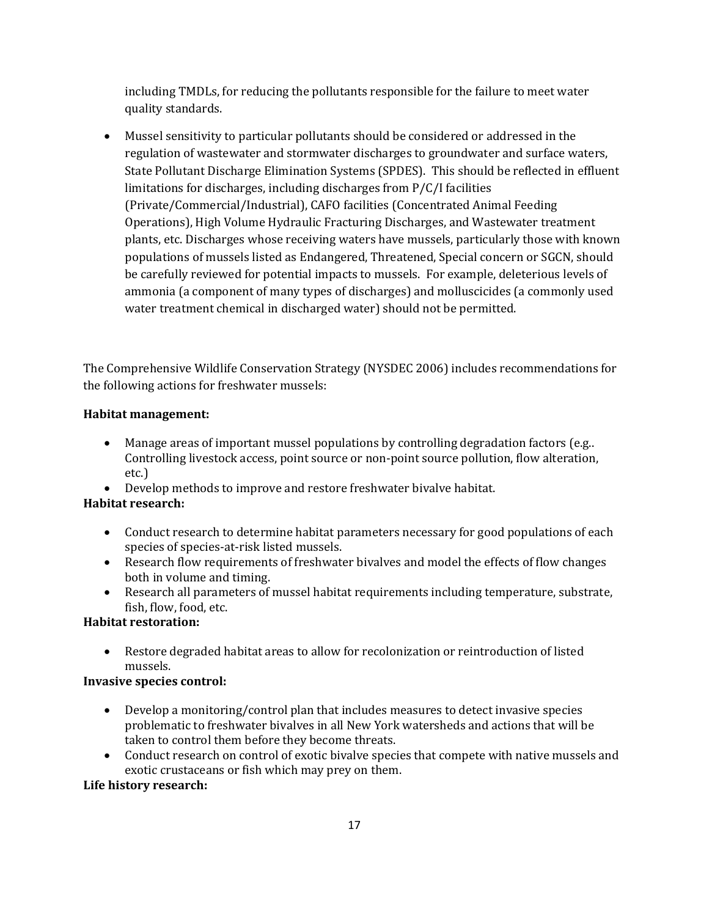including TMDLs, for reducing the pollutants responsible for the failure to meet water quality standards.

- Mussel sensitivity to particular pollutants should be considered or addressed in the regulation of wastewater and stormwater discharges to groundwater and surface waters, State Pollutant Discharge Elimination Systems (SPDES). This should be reflected in effluent limitations for discharges, including discharges from P/C/I facilities (Private/Commercial/Industrial), CAFO facilities (Concentrated Animal Feeding Operations), High Volume Hydraulic Fracturing Discharges, and Wastewater treatment plants, etc. Discharges whose receiving waters have mussels, particularly those with known populations of mussels listed as Endangered, Threatened, Special concern or SGCN, should be carefully reviewed for potential impacts to mussels. For example, deleterious levels of ammonia (a component of many types of discharges) and molluscicides (a commonly used water treatment chemical in discharged water) should not be permitted.

The Comprehensive Wildlife Conservation Strategy (NYSDEC 2006) includes recommendations for the following actions for freshwater mussels:

**Habitat management:**

- Manage areas of important mussel populations by controlling degradation factors (e.g.. Controlling livestock access, point source or non-point source pollution, flow alteration, etc.)
- Develop methods to improve and restore freshwater bivalve habitat.

**Habitat research:**

- Conduct research to determine habitat parameters necessary for good populations of each species of species-at-risk listed mussels.
- Research flow requirements of freshwater bivalves and model the effects of flow changes both in volume and timing.
- Research all parameters of mussel habitat requirements including temperature, substrate, fish, flow, food, etc.

**Habitat restoration:**

- Restore degraded habitat areas to allow for recolonization or reintroduction of listed mussels.

**Invasive species control:**

- Develop a monitoring/control plan that includes measures to detect invasive species problematic to freshwater bivalves in all New York watersheds and actions that will be taken to control them before they become threats.
- Conduct research on control of exotic bivalve species that compete with native mussels and exotic crustaceans or fish which may prey on them.

**Life history research:**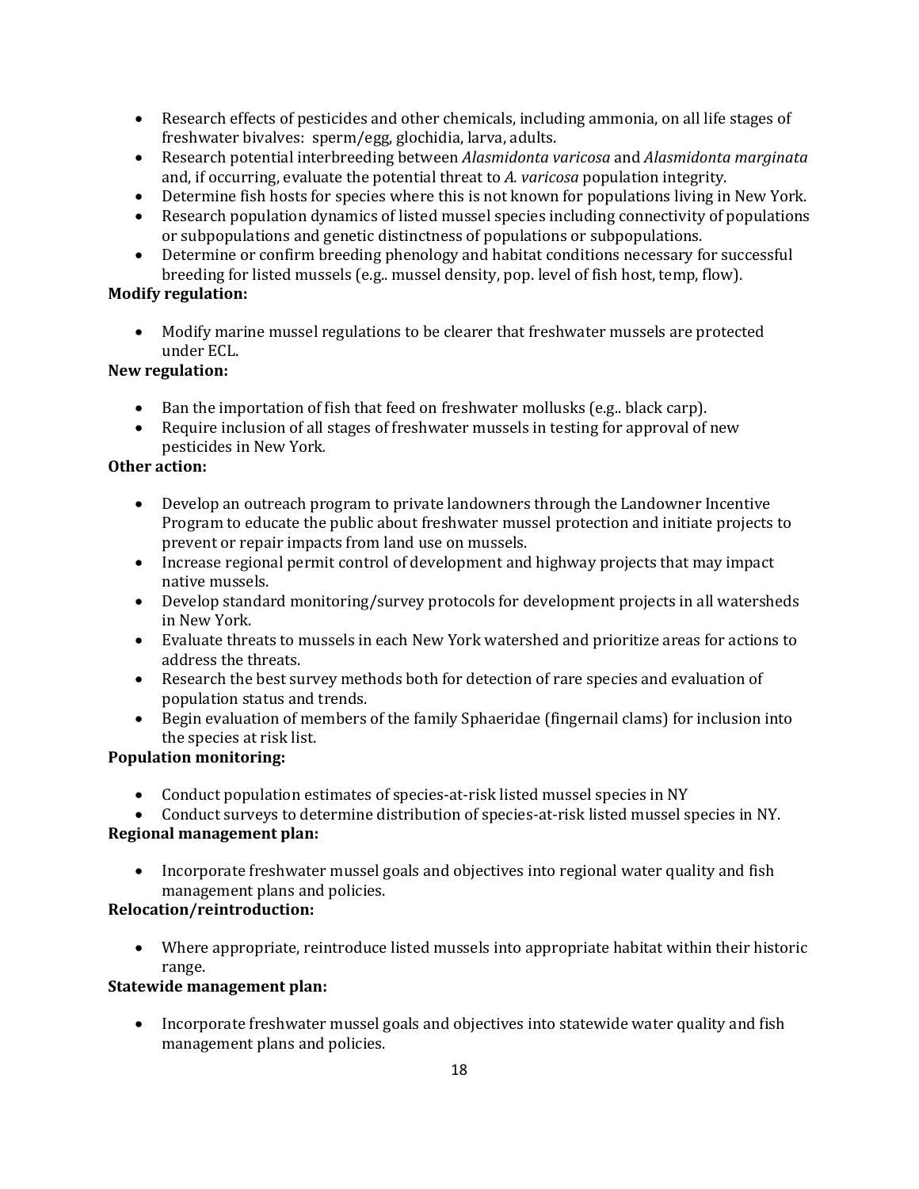- Research effects of pesticides and other chemicals, including ammonia, on all life stages of freshwater bivalves: sperm/egg, glochidia, larva, adults.
- Research potential interbreeding between *Alasmidonta varicosa* and *Alasmidonta marginata* and, if occurring, evaluate the potential threat to *A. varicosa* population integrity.
- Determine fish hosts for species where this is not known for populations living in New York.
- Research population dynamics of listed mussel species including connectivity of populations or subpopulations and genetic distinctness of populations or subpopulations.
- Determine or confirm breeding phenology and habitat conditions necessary for successful breeding for listed mussels (e.g.. mussel density, pop. level of fish host, temp, flow).

**Modify regulation:**

- Modify marine mussel regulations to be clearer that freshwater mussels are protected under ECL.

**New regulation:**

- Ban the importation of fish that feed on freshwater mollusks (e.g.. black carp).
- Require inclusion of all stages of freshwater mussels in testing for approval of new pesticides in New York.

**Other action:**

- Develop an outreach program to private landowners through the Landowner Incentive Program to educate the public about freshwater mussel protection and initiate projects to prevent or repair impacts from land use on mussels.
- Increase regional permit control of development and highway projects that may impact native mussels.
- Develop standard monitoring/survey protocols for development projects in all watersheds in New York.
- Evaluate threats to mussels in each New York watershed and prioritize areas for actions to address the threats.
- Research the best survey methods both for detection of rare species and evaluation of population status and trends.
- Begin evaluation of members of the family Sphaeridae (fingernail clams) for inclusion into the species at risk list.

**Population monitoring:**

- Conduct population estimates of species-at-risk listed mussel species in NY
- Conduct surveys to determine distribution of species-at-risk listed mussel species in NY.

**Regional management plan:**

- Incorporate freshwater mussel goals and objectives into regional water quality and fish management plans and policies.

**Relocation/reintroduction:**

- Where appropriate, reintroduce listed mussels into appropriate habitat within their historic range.

**Statewide management plan:**

- Incorporate freshwater mussel goals and objectives into statewide water quality and fish management plans and policies.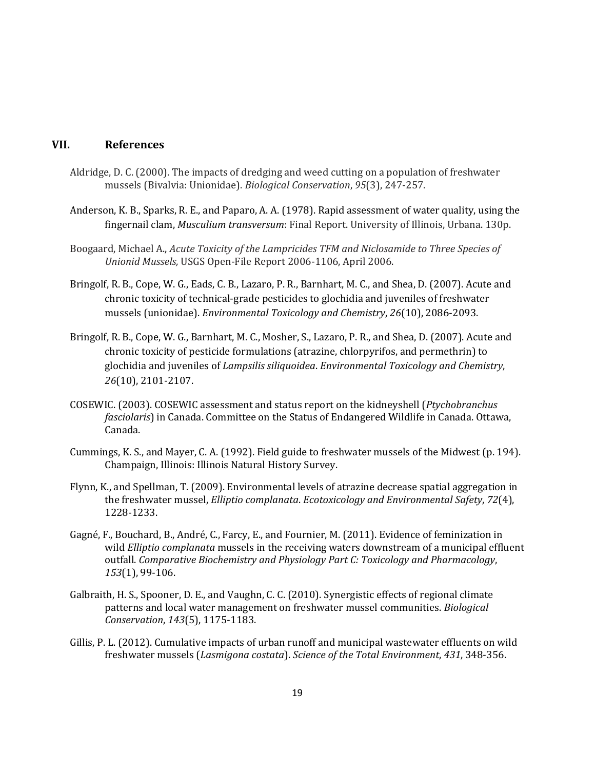## VII. References

Aldridge, D. C. (2000). The impacts of dredging and weed cutting on a population of freshwater mussels (Bivalvia: Unionidae). *Biological Conservation*, *95*(3), 247-257.

Anderson, K. B., Sparks, R. E., and Paparo, A. A. (1978). Rapid assessment of water quality, using the fingernail clam, *Musculium transversum*: Final Report. University of Illinois, Urbana. 130p.

Boogaard, Michael A., *Acute Toxicity of the Lampricides TFM and Niclosamide to Three Species of Unionid Mussels,* USGS Open-File Report 2006-1106, April 2006.

Bringolf, R. B., Cope, W. G., Eads, C. B., Lazaro, P. R., Barnhart, M. C., and Shea, D. (2007). Acute and chronic toxicity of technical-grade pesticides to glochidia and juveniles of freshwater mussels (unionidae). *Environmental Toxicology and Chemistry*, *26*(10), 2086-2093.

Bringolf, R. B., Cope, W. G., Barnhart, M. C., Mosher, S., Lazaro, P. R., and Shea, D. (2007). Acute and chronic toxicity of pesticide formulations (atrazine, chlorpyrifos, and permethrin) to glochidia and juveniles of *Lampsilis siliquoidea*. *Environmental Toxicology and Chemistry*, *26*(10), 2101-2107.

COSEWIC. (2003). COSEWIC assessment and status report on the kidneyshell (*Ptychobranchus fasciolaris*) in Canada. Committee on the Status of Endangered Wildlife in Canada. Ottawa, Canada.

Cummings, K. S., and Mayer, C. A. (1992). Field guide to freshwater mussels of the Midwest (p. 194). Champaign, Illinois: Illinois Natural History Survey.

Flynn, K., and Spellman, T. (2009). Environmental levels of atrazine decrease spatial aggregation in the freshwater mussel, *Elliptio complanata*. *Ecotoxicology and Environmental Safety*, *72*(4), 1228-1233.

Gagné, F., Bouchard, B., André, C., Farcy, E., and Fournier, M. (2011). Evidence of feminization in wild *Elliptio complanata* mussels in the receiving waters downstream of a municipal effluent outfall. *Comparative Biochemistry and Physiology Part C: Toxicology and Pharmacology*, *153*(1), 99-106.

Galbraith, H. S., Spooner, D. E., and Vaughn, C. C. (2010). Synergistic effects of regional climate patterns and local water management on freshwater mussel communities. *Biological Conservation*, *143*(5), 1175-1183.

Gillis, P. L. (2012). Cumulative impacts of urban runoff and municipal wastewater effluents on wild freshwater mussels (*Lasmigona costata*). *Science of the Total Environment*, *431*, 348-356.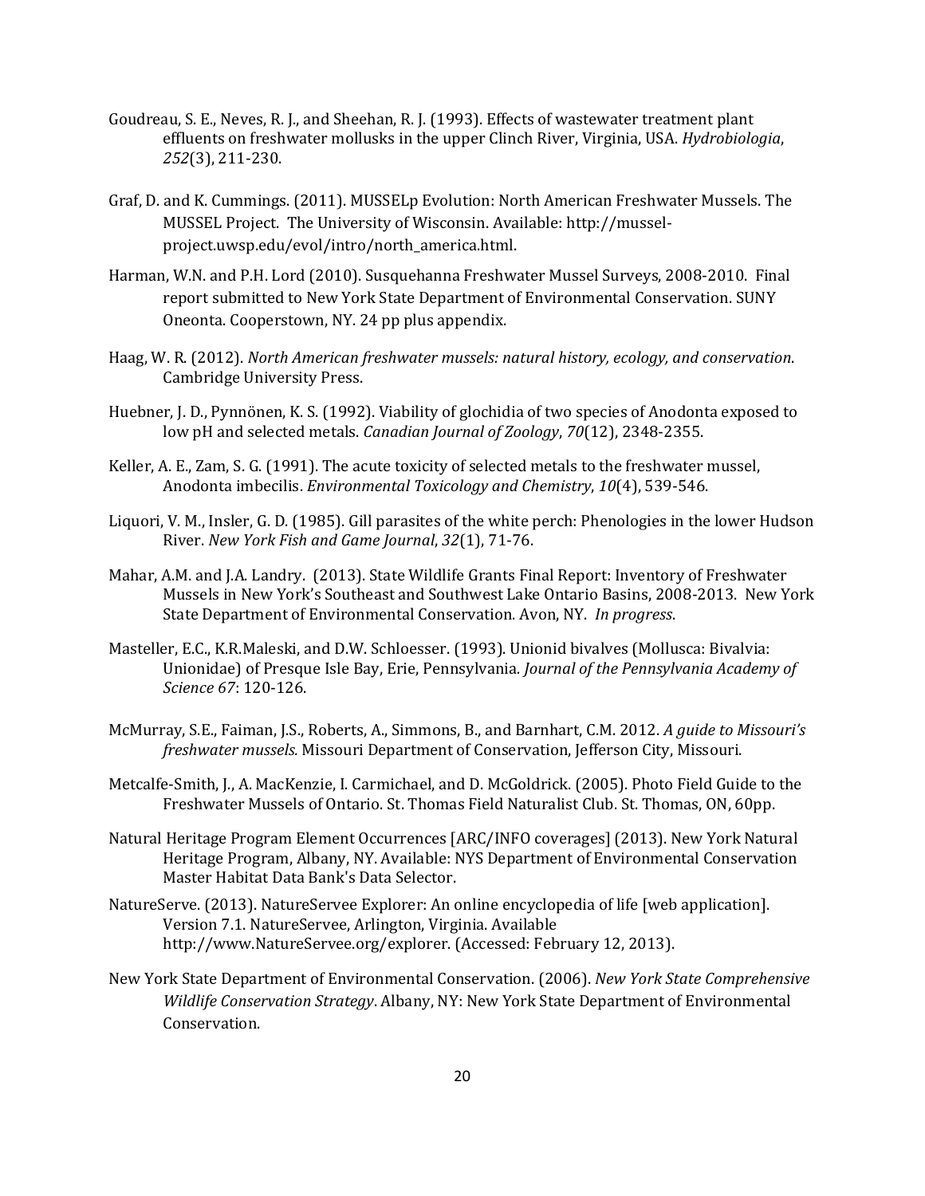Goudreau, S. E., Neves, R. J., and Sheehan, R. J. (1993). Effects of wastewater treatment plant effluents on freshwater mollusks in the upper Clinch River, Virginia, USA. *Hydrobiologia*, *252*(3), 211-230.

Graf, D. and K. Cummings. (2011). MUSSELp Evolution: North American Freshwater Mussels. The MUSSEL Project. The University of Wisconsin. Available: http://mussel-project.uwsp.edu/evol/intro/north_america.html.

Harman, W.N. and P.H. Lord (2010). Susquehanna Freshwater Mussel Surveys, 2008-2010. Final report submitted to New York State Department of Environmental Conservation. SUNY Oneonta. Cooperstown, NY. 24 pp plus appendix.

Haag, W. R. (2012). *North American freshwater mussels: natural history, ecology, and conservation*. Cambridge University Press.

Huebner, J. D., Pynnönen, K. S. (1992). Viability of glochidia of two species of Anodonta exposed to low pH and selected metals. *Canadian Journal of Zoology*, *70*(12), 2348-2355.

Keller, A. E., Zam, S. G. (1991). The acute toxicity of selected metals to the freshwater mussel, Anodonta imbecilis. *Environmental Toxicology and Chemistry*, *10*(4), 539-546.

Liquori, V. M., Insler, G. D. (1985). Gill parasites of the white perch: Phenologies in the lower Hudson River. *New York Fish and Game Journal*, *32*(1), 71-76.

Mahar, A.M. and J.A. Landry. (2013). State Wildlife Grants Final Report: Inventory of Freshwater Mussels in New York's Southeast and Southwest Lake Ontario Basins, 2008-2013. New York State Department of Environmental Conservation. Avon, NY. *In progress*.

Masteller, E.C., K.R.Maleski, and D.W. Schloesser. (1993). Unionid bivalves (Mollusca: Bivalvia: Unionidae) of Presque Isle Bay, Erie, Pennsylvania. *Journal of the Pennsylvania Academy of Science 67*: 120-126.

McMurray, S.E., Faiman, J.S., Roberts, A., Simmons, B., and Barnhart, C.M. 2012. *A guide to Missouri's freshwater mussels.* Missouri Department of Conservation, Jefferson City, Missouri.

Metcalfe-Smith, J., A. MacKenzie, I. Carmichael, and D. McGoldrick. (2005). Photo Field Guide to the Freshwater Mussels of Ontario. St. Thomas Field Naturalist Club. St. Thomas, ON, 60pp.

Natural Heritage Program Element Occurrences [ARC/INFO coverages] (2013). New York Natural Heritage Program, Albany, NY. Available: NYS Department of Environmental Conservation Master Habitat Data Bank's Data Selector.

NatureServe. (2013). NatureServee Explorer: An online encyclopedia of life [web application]. Version 7.1. NatureServee, Arlington, Virginia. Available http://www.NatureServee.org/explorer. (Accessed: February 12, 2013).

New York State Department of Environmental Conservation. (2006). *New York State Comprehensive Wildlife Conservation Strategy*. Albany, NY: New York State Department of Environmental Conservation.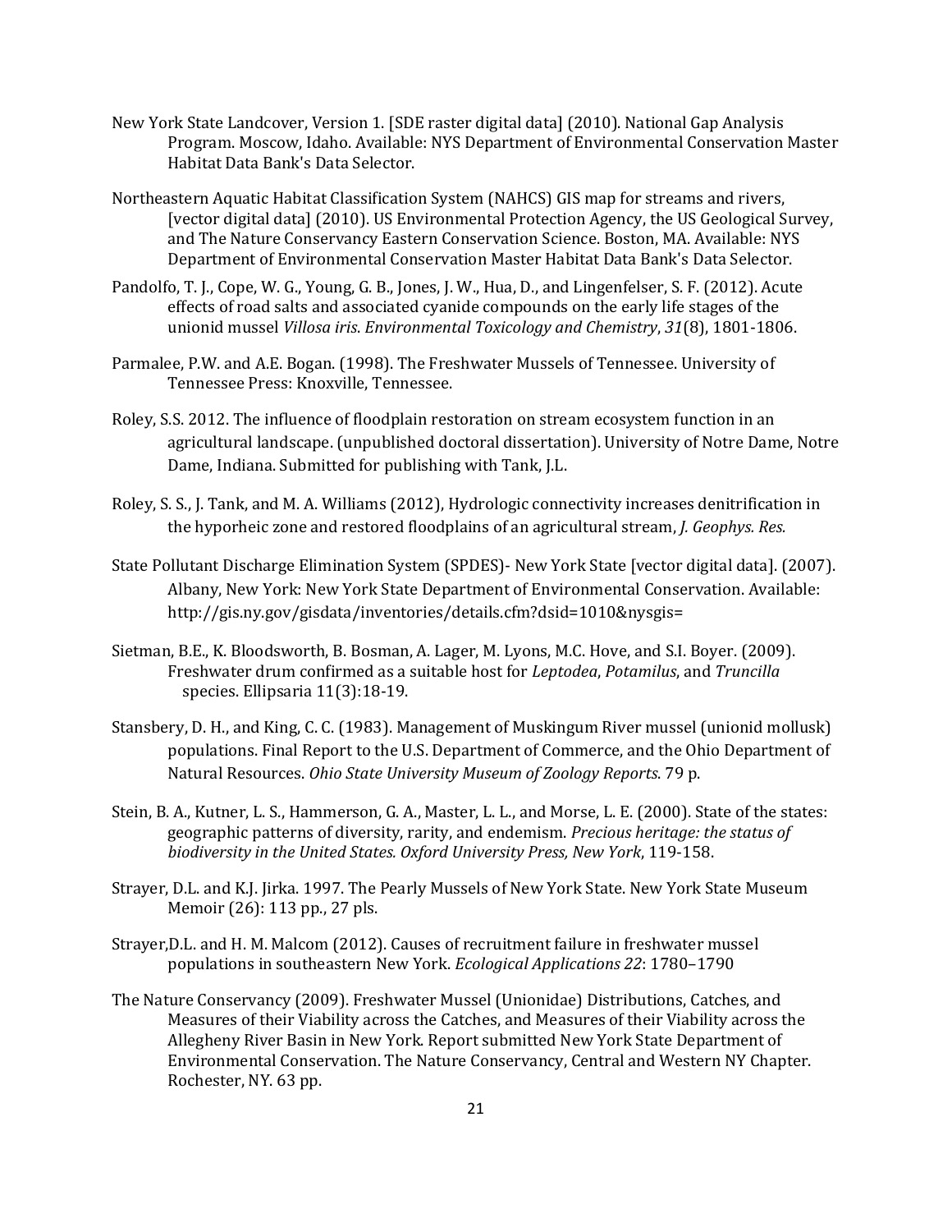New York State Landcover, Version 1. [SDE raster digital data] (2010). National Gap Analysis Program. Moscow, Idaho. Available: NYS Department of Environmental Conservation Master Habitat Data Bank's Data Selector.

Northeastern Aquatic Habitat Classification System (NAHCS) GIS map for streams and rivers, [vector digital data] (2010). US Environmental Protection Agency, the US Geological Survey, and The Nature Conservancy Eastern Conservation Science. Boston, MA. Available: NYS Department of Environmental Conservation Master Habitat Data Bank's Data Selector.

Pandolfo, T. J., Cope, W. G., Young, G. B., Jones, J. W., Hua, D., and Lingenfelser, S. F. (2012). Acute effects of road salts and associated cyanide compounds on the early life stages of the unionid mussel *Villosa iris*. *Environmental Toxicology and Chemistry*, *31*(8), 1801-1806.

Parmalee, P.W. and A.E. Bogan. (1998). The Freshwater Mussels of Tennessee. University of Tennessee Press: Knoxville, Tennessee.

Roley, S.S. 2012. The influence of floodplain restoration on stream ecosystem function in an agricultural landscape. (unpublished doctoral dissertation). University of Notre Dame, Notre Dame, Indiana. Submitted for publishing with Tank, J.L.

Roley, S. S., J. Tank, and M. A. Williams (2012), Hydrologic connectivity increases denitrification in the hyporheic zone and restored floodplains of an agricultural stream, *J. Geophys. Res.*

State Pollutant Discharge Elimination System (SPDES)- New York State [vector digital data]. (2007). Albany, New York: New York State Department of Environmental Conservation. Available: http://gis.ny.gov/gisdata/inventories/details.cfm?dsid=1010&nysgis=

Sietman, B.E., K. Bloodsworth, B. Bosman, A. Lager, M. Lyons, M.C. Hove, and S.I. Boyer. (2009). Freshwater drum confirmed as a suitable host for *Leptodea*, *Potamilus*, and *Truncilla* species. Ellipsaria 11(3):18-19.

Stansbery, D. H., and King, C. C. (1983). Management of Muskingum River mussel (unionid mollusk) populations. Final Report to the U.S. Department of Commerce, and the Ohio Department of Natural Resources. *Ohio State University Museum of Zoology Reports*. 79 p.

Stein, B. A., Kutner, L. S., Hammerson, G. A., Master, L. L., and Morse, L. E. (2000). State of the states: geographic patterns of diversity, rarity, and endemism. *Precious heritage: the status of biodiversity in the United States. Oxford University Press, New York*, 119-158.

Strayer, D.L. and K.J. Jirka. 1997. The Pearly Mussels of New York State. New York State Museum Memoir (26): 113 pp., 27 pls.

Strayer,D.L. and H. M. Malcom (2012). Causes of recruitment failure in freshwater mussel populations in southeastern New York. *Ecological Applications 22*: 1780–1790

The Nature Conservancy (2009). Freshwater Mussel (Unionidae) Distributions, Catches, and Measures of their Viability across the Catches, and Measures of their Viability across the Allegheny River Basin in New York. Report submitted New York State Department of Environmental Conservation. The Nature Conservancy, Central and Western NY Chapter. Rochester, NY. 63 pp.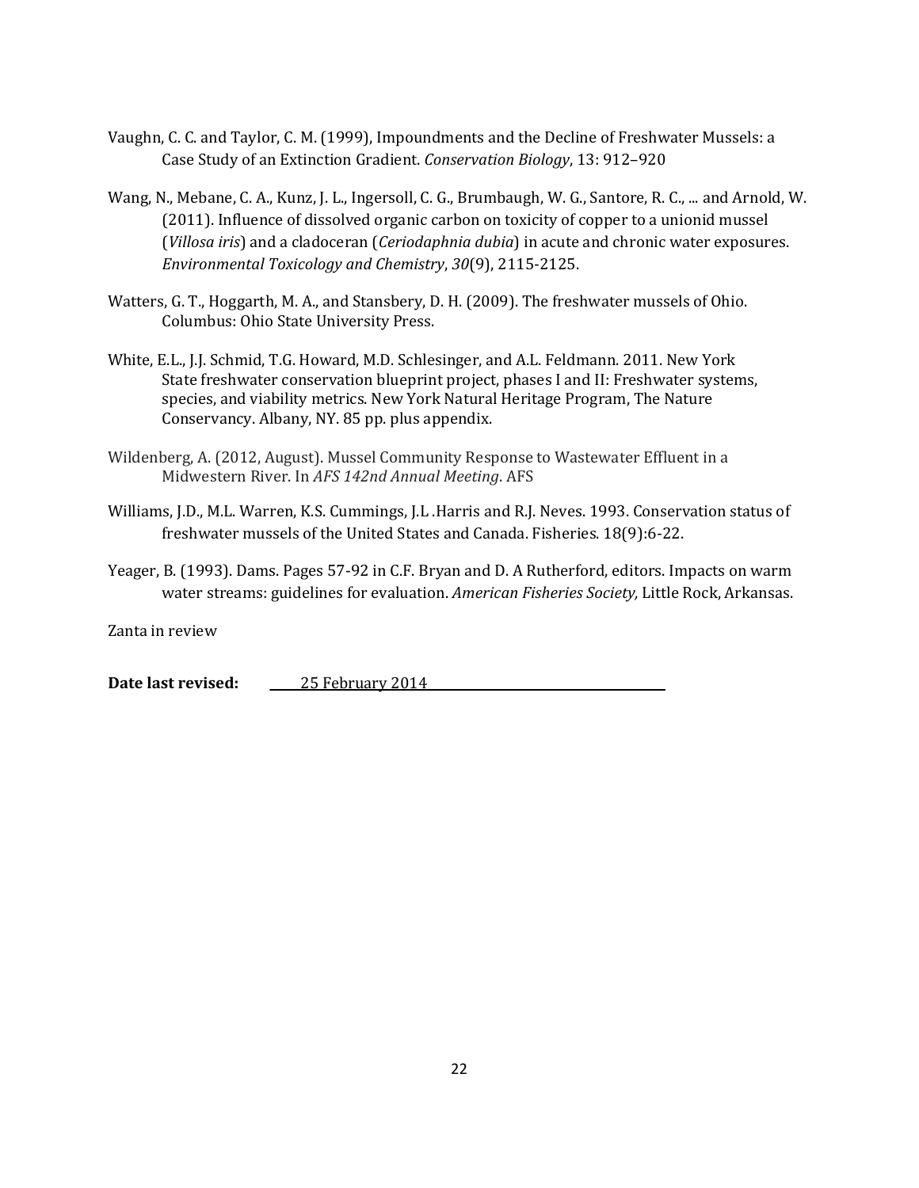Vaughn, C. C. and Taylor, C. M. (1999), Impoundments and the Decline of Freshwater Mussels: a Case Study of an Extinction Gradient. *Conservation Biology*, 13: 912–920

Wang, N., Mebane, C. A., Kunz, J. L., Ingersoll, C. G., Brumbaugh, W. G., Santore, R. C., ... and Arnold, W. (2011). Influence of dissolved organic carbon on toxicity of copper to a unionid mussel (*Villosa iris*) and a cladoceran (*Ceriodaphnia dubia*) in acute and chronic water exposures. *Environmental Toxicology and Chemistry*, *30*(9), 2115-2125.

Watters, G. T., Hoggarth, M. A., and Stansbery, D. H. (2009). The freshwater mussels of Ohio. Columbus: Ohio State University Press.

White, E.L., J.J. Schmid, T.G. Howard, M.D. Schlesinger, and A.L. Feldmann. 2011. New York State freshwater conservation blueprint project, phases I and II: Freshwater systems, species, and viability metrics. New York Natural Heritage Program, The Nature Conservancy. Albany, NY. 85 pp. plus appendix.

Wildenberg, A. (2012, August). Mussel Community Response to Wastewater Effluent in a Midwestern River. In *AFS 142nd Annual Meeting*. AFS

Williams, J.D., M.L. Warren, K.S. Cummings, J.L .Harris and R.J. Neves. 1993. Conservation status of freshwater mussels of the United States and Canada. Fisheries. 18(9):6-22.

Yeager, B. (1993). Dams. Pages 57-92 in C.F. Bryan and D. A Rutherford, editors. Impacts on warm water streams: guidelines for evaluation. *American Fisheries Society,* Little Rock, Arkansas.

Zanta in review

**Date last revised:** 25 February 2014